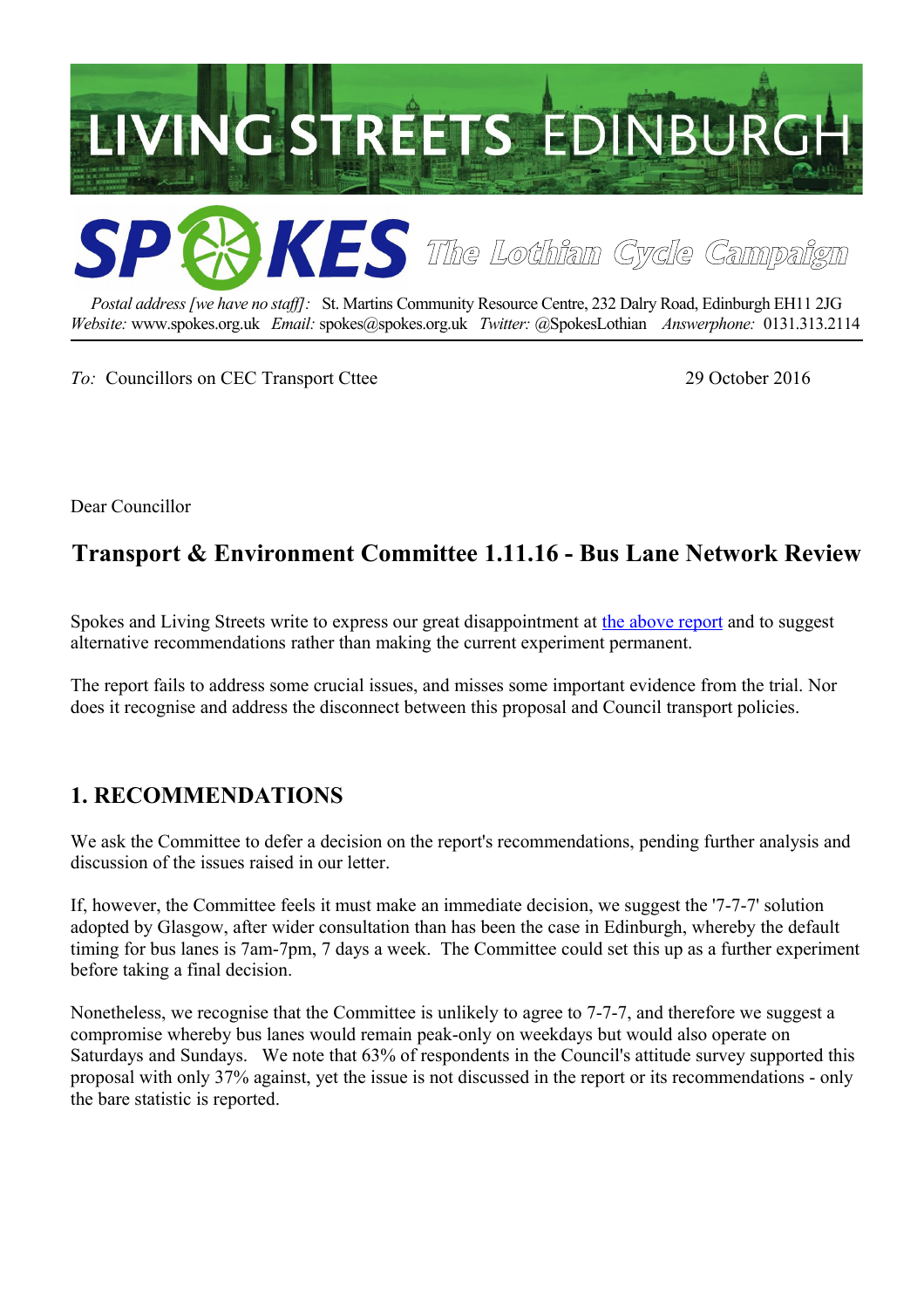LIVING STREETS EDINBURGH

**SPOKES** *The Lothian Cycle Campaign*

*Postal address [we have no staff]:* St. Martins Community Resource Centre, 232 Dalry Road, Edinburgh EH11 2JG
*Website:* www.spokes.org.uk *Email:* spokes@spokes.org.uk *Twitter:* @SpokesLothian *Answerphone:* 0131.313.2114

*To:* Councillors on CEC Transport Cttee 29 October 2016

Dear Councillor

## Transport & Environment Committee 1.11.16 - Bus Lane Network Review

Spokes and Living Streets write to express our great disappointment at the above report and to suggest alternative recommendations rather than making the current experiment permanent.

The report fails to address some crucial issues, and misses some important evidence from the trial. Nor does it recognise and address the disconnect between this proposal and Council transport policies.

## 1. RECOMMENDATIONS

We ask the Committee to defer a decision on the report's recommendations, pending further analysis and discussion of the issues raised in our letter.

If, however, the Committee feels it must make an immediate decision, we suggest the '7-7-7' solution adopted by Glasgow, after wider consultation than has been the case in Edinburgh, whereby the default timing for bus lanes is 7am-7pm, 7 days a week. The Committee could set this up as a further experiment before taking a final decision.

Nonetheless, we recognise that the Committee is unlikely to agree to 7-7-7, and therefore we suggest a compromise whereby bus lanes would remain peak-only on weekdays but would also operate on Saturdays and Sundays. We note that 63% of respondents in the Council's attitude survey supported this proposal with only 37% against, yet the issue is not discussed in the report or its recommendations - only the bare statistic is reported.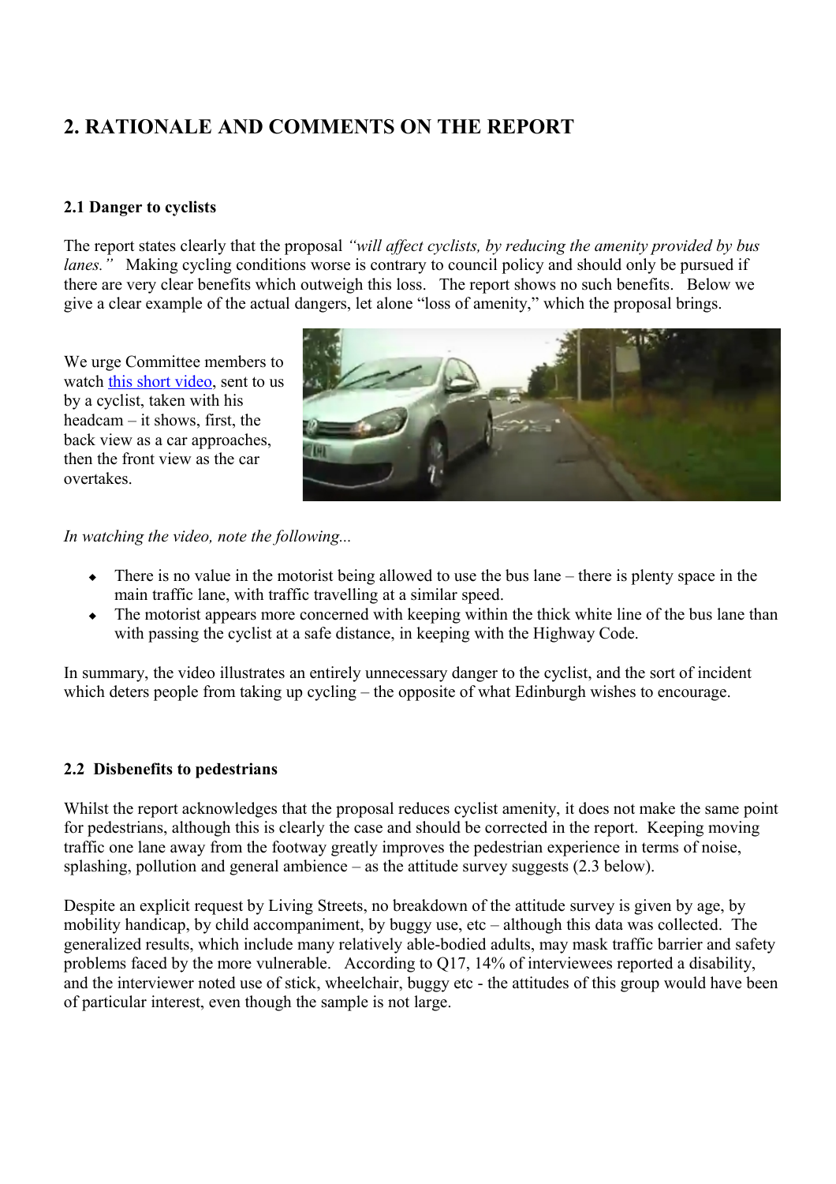## 2. RATIONALE AND COMMENTS ON THE REPORT

### 2.1 Danger to cyclists

The report states clearly that the proposal *"will affect cyclists, by reducing the amenity provided by bus lanes."* Making cycling conditions worse is contrary to council policy and should only be pursued if there are very clear benefits which outweigh this loss. The report shows no such benefits. Below we give a clear example of the actual dangers, let alone "loss of amenity," which the proposal brings.

We urge Committee members to watch this short video, sent to us by a cyclist, taken with his headcam – it shows, first, the back view as a car approaches, then the front view as the car overtakes.

*In watching the video, note the following...*

- There is no value in the motorist being allowed to use the bus lane – there is plenty space in the main traffic lane, with traffic travelling at a similar speed.
- The motorist appears more concerned with keeping within the thick white line of the bus lane than with passing the cyclist at a safe distance, in keeping with the Highway Code.

In summary, the video illustrates an entirely unnecessary danger to the cyclist, and the sort of incident which deters people from taking up cycling – the opposite of what Edinburgh wishes to encourage.

### 2.2 Disbenefits to pedestrians

Whilst the report acknowledges that the proposal reduces cyclist amenity, it does not make the same point for pedestrians, although this is clearly the case and should be corrected in the report. Keeping moving traffic one lane away from the footway greatly improves the pedestrian experience in terms of noise, splashing, pollution and general ambience – as the attitude survey suggests (2.3 below).

Despite an explicit request by Living Streets, no breakdown of the attitude survey is given by age, by mobility handicap, by child accompaniment, by buggy use, etc – although this data was collected. The generalized results, which include many relatively able-bodied adults, may mask traffic barrier and safety problems faced by the more vulnerable. According to Q17, 14% of interviewees reported a disability, and the interviewer noted use of stick, wheelchair, buggy etc - the attitudes of this group would have been of particular interest, even though the sample is not large.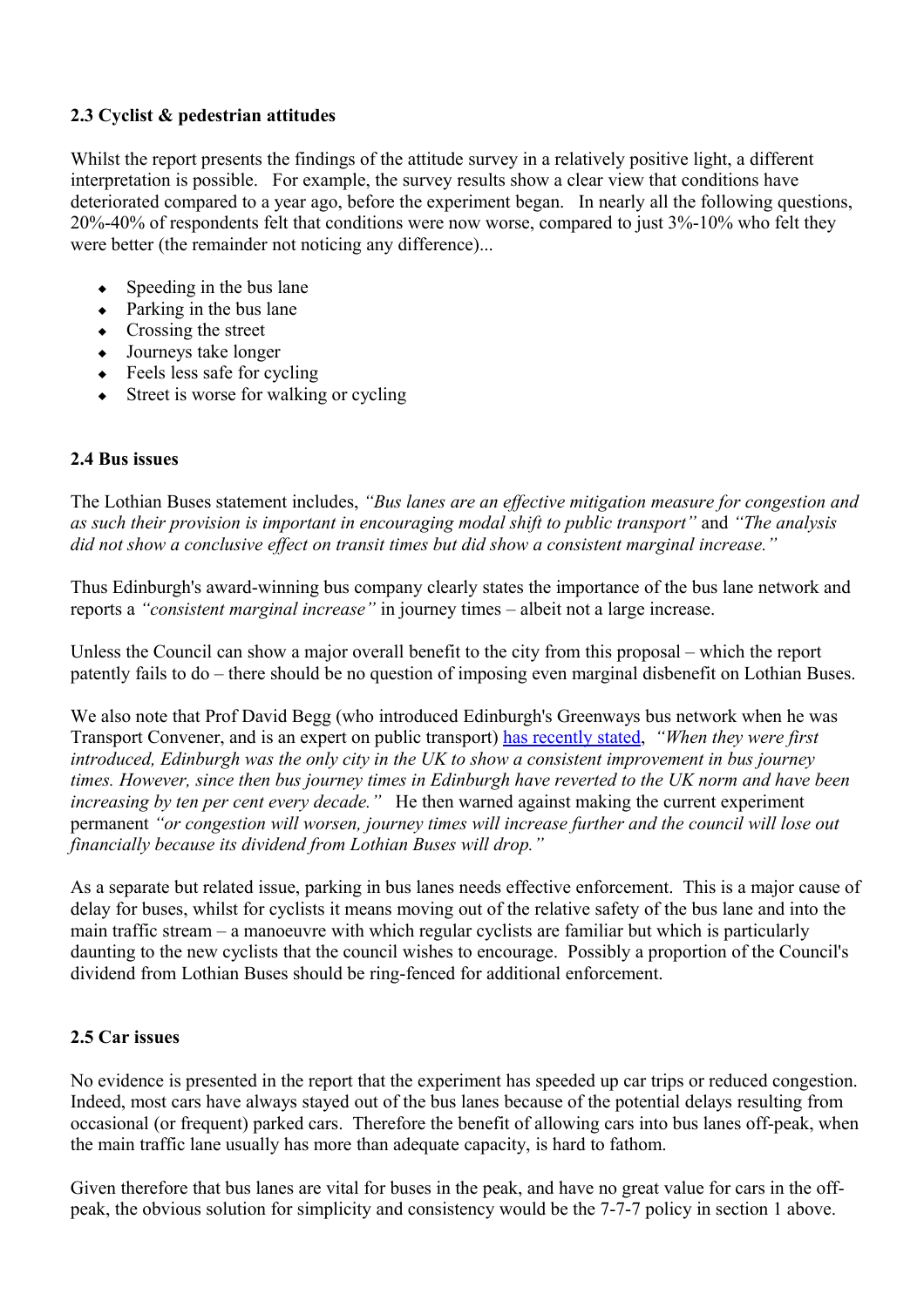### 2.3 Cyclist & pedestrian attitudes

Whilst the report presents the findings of the attitude survey in a relatively positive light, a different interpretation is possible. For example, the survey results show a clear view that conditions have deteriorated compared to a year ago, before the experiment began. In nearly all the following questions, 20%-40% of respondents felt that conditions were now worse, compared to just 3%-10% who felt they were better (the remainder not noticing any difference)...

- Speeding in the bus lane
- Parking in the bus lane
- Crossing the street
- Journeys take longer
- Feels less safe for cycling
- Street is worse for walking or cycling

### 2.4 Bus issues

The Lothian Buses statement includes, *"Bus lanes are an effective mitigation measure for congestion and as such their provision is important in encouraging modal shift to public transport"* and *"The analysis did not show a conclusive effect on transit times but did show a consistent marginal increase."*

Thus Edinburgh's award-winning bus company clearly states the importance of the bus lane network and reports a *"consistent marginal increase"* in journey times – albeit not a large increase.

Unless the Council can show a major overall benefit to the city from this proposal – which the report patently fails to do – there should be no question of imposing even marginal disbenefit on Lothian Buses.

We also note that Prof David Begg (who introduced Edinburgh's Greenways bus network when he was Transport Convener, and is an expert on public transport) has recently stated, *"When they were first introduced, Edinburgh was the only city in the UK to show a consistent improvement in bus journey times. However, since then bus journey times in Edinburgh have reverted to the UK norm and have been increasing by ten per cent every decade."* He then warned against making the current experiment permanent *"or congestion will worsen, journey times will increase further and the council will lose out financially because its dividend from Lothian Buses will drop."*

As a separate but related issue, parking in bus lanes needs effective enforcement. This is a major cause of delay for buses, whilst for cyclists it means moving out of the relative safety of the bus lane and into the main traffic stream – a manoeuvre with which regular cyclists are familiar but which is particularly daunting to the new cyclists that the council wishes to encourage. Possibly a proportion of the Council's dividend from Lothian Buses should be ring-fenced for additional enforcement.

### 2.5 Car issues

No evidence is presented in the report that the experiment has speeded up car trips or reduced congestion. Indeed, most cars have always stayed out of the bus lanes because of the potential delays resulting from occasional (or frequent) parked cars. Therefore the benefit of allowing cars into bus lanes off-peak, when the main traffic lane usually has more than adequate capacity, is hard to fathom.

Given therefore that bus lanes are vital for buses in the peak, and have no great value for cars in the off-peak, the obvious solution for simplicity and consistency would be the 7-7-7 policy in section 1 above.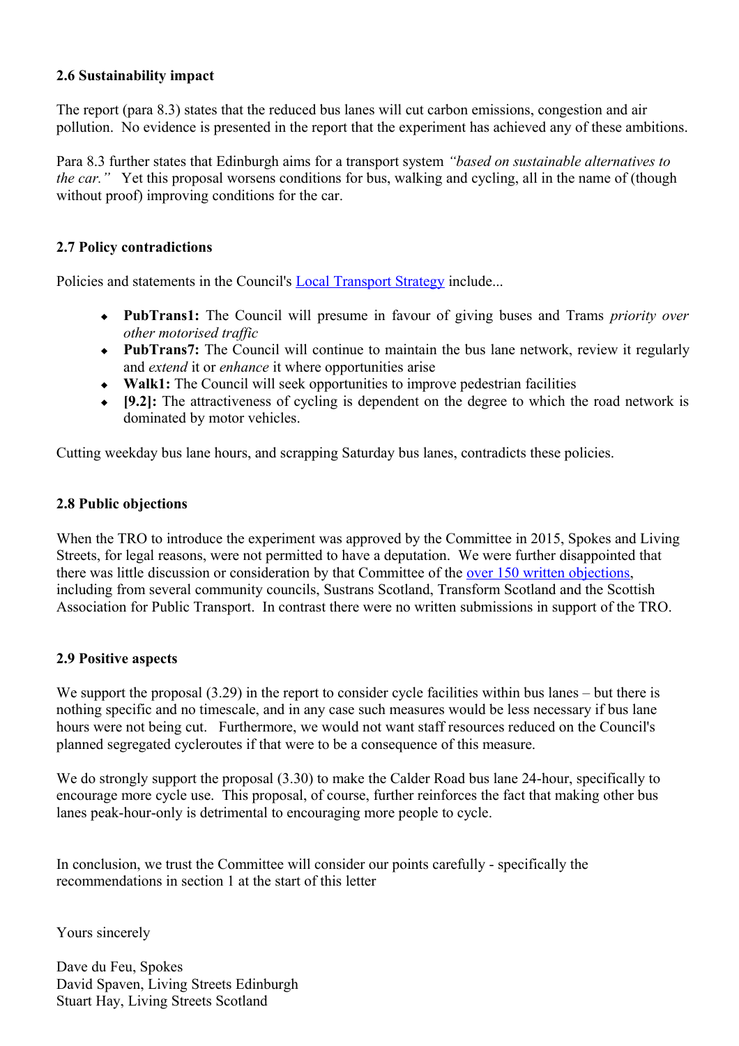**2.6 Sustainability impact**

The report (para 8.3) states that the reduced bus lanes will cut carbon emissions, congestion and air pollution. No evidence is presented in the report that the experiment has achieved any of these ambitions.

Para 8.3 further states that Edinburgh aims for a transport system *"based on sustainable alternatives to the car."* Yet this proposal worsens conditions for bus, walking and cycling, all in the name of (though without proof) improving conditions for the car.

**2.7 Policy contradictions**

Policies and statements in the Council's Local Transport Strategy include...

- **PubTrans1:** The Council will presume in favour of giving buses and Trams *priority over other motorised traffic*
- **PubTrans7:** The Council will continue to maintain the bus lane network, review it regularly and *extend* it or *enhance* it where opportunities arise
- **Walk1:** The Council will seek opportunities to improve pedestrian facilities
- **[9.2]:** The attractiveness of cycling is dependent on the degree to which the road network is dominated by motor vehicles.

Cutting weekday bus lane hours, and scrapping Saturday bus lanes, contradicts these policies.

**2.8 Public objections**

When the TRO to introduce the experiment was approved by the Committee in 2015, Spokes and Living Streets, for legal reasons, were not permitted to have a deputation. We were further disappointed that there was little discussion or consideration by that Committee of the over 150 written objections, including from several community councils, Sustrans Scotland, Transform Scotland and the Scottish Association for Public Transport. In contrast there were no written submissions in support of the TRO.

**2.9 Positive aspects**

We support the proposal (3.29) in the report to consider cycle facilities within bus lanes – but there is nothing specific and no timescale, and in any case such measures would be less necessary if bus lane hours were not being cut. Furthermore, we would not want staff resources reduced on the Council's planned segregated cycleroutes if that were to be a consequence of this measure.

We do strongly support the proposal (3.30) to make the Calder Road bus lane 24-hour, specifically to encourage more cycle use. This proposal, of course, further reinforces the fact that making other bus lanes peak-hour-only is detrimental to encouraging more people to cycle.

In conclusion, we trust the Committee will consider our points carefully - specifically the recommendations in section 1 at the start of this letter

Yours sincerely

Dave du Feu, Spokes  
David Spaven, Living Streets Edinburgh  
Stuart Hay, Living Streets Scotland